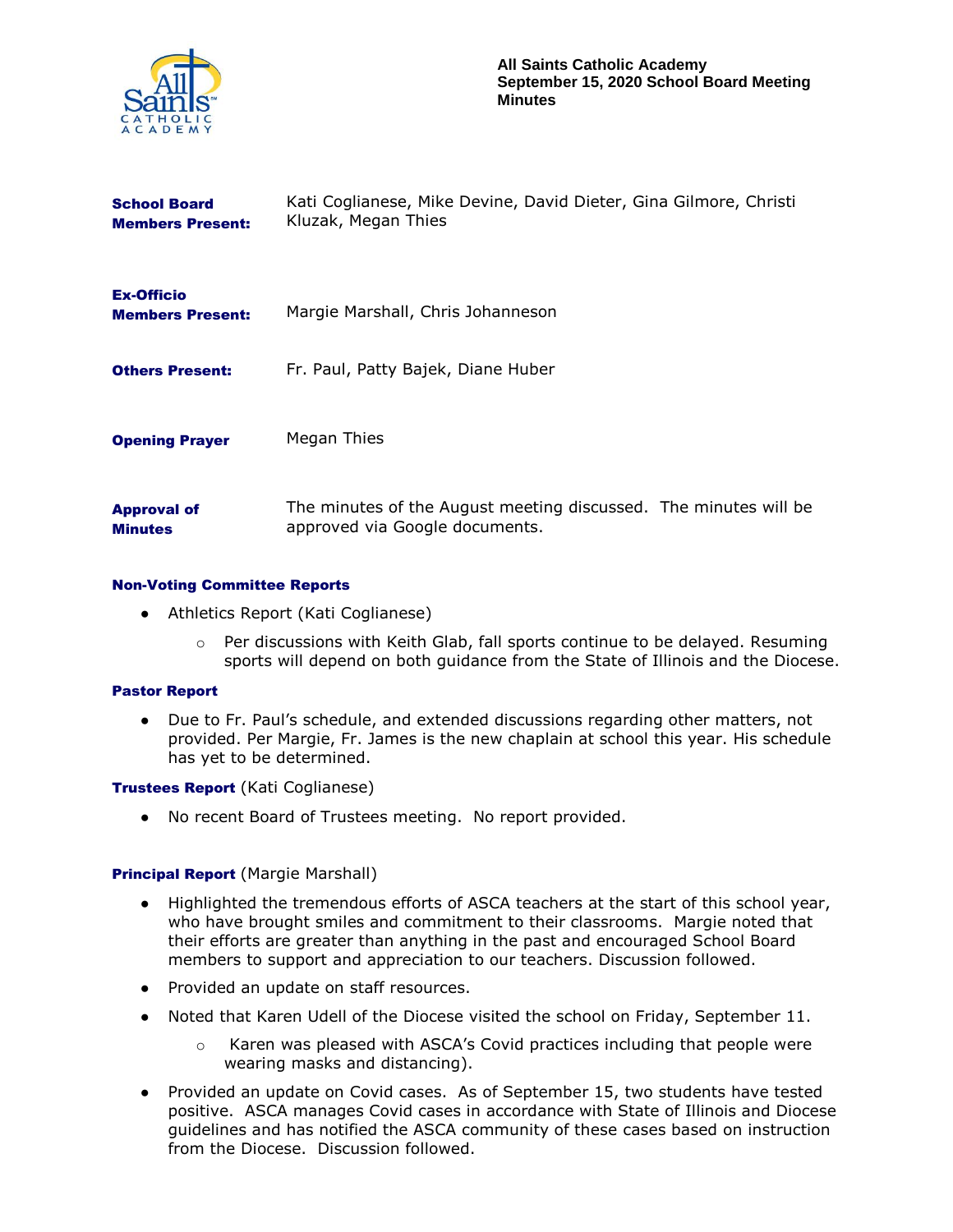**All Saints Catholic Academy**
**September 15, 2020 School Board Meeting**
**Minutes**

**School Board Members Present:** Kati Coglianese, Mike Devine, David Dieter, Gina Gilmore, Christi Kluzak, Megan Thies

**Ex-Officio Members Present:** Margie Marshall, Chris Johanneson

**Others Present:** Fr. Paul, Patty Bajek, Diane Huber

**Opening Prayer** Megan Thies

**Approval of Minutes** The minutes of the August meeting discussed. The minutes will be approved via Google documents.

**Non-Voting Committee Reports**

- Athletics Report (Kati Coglianese)
  - Per discussions with Keith Glab, fall sports continue to be delayed. Resuming sports will depend on both guidance from the State of Illinois and the Diocese.

**Pastor Report**

- Due to Fr. Paul's schedule, and extended discussions regarding other matters, not provided. Per Margie, Fr. James is the new chaplain at school this year. His schedule has yet to be determined.

**Trustees Report** (Kati Coglianese)

- No recent Board of Trustees meeting. No report provided.

**Principal Report** (Margie Marshall)

- Highlighted the tremendous efforts of ASCA teachers at the start of this school year, who have brought smiles and commitment to their classrooms. Margie noted that their efforts are greater than anything in the past and encouraged School Board members to support and appreciation to our teachers. Discussion followed.
- Provided an update on staff resources.
- Noted that Karen Udell of the Diocese visited the school on Friday, September 11.
  - Karen was pleased with ASCA's Covid practices including that people were wearing masks and distancing).
- Provided an update on Covid cases. As of September 15, two students have tested positive. ASCA manages Covid cases in accordance with State of Illinois and Diocese guidelines and has notified the ASCA community of these cases based on instruction from the Diocese. Discussion followed.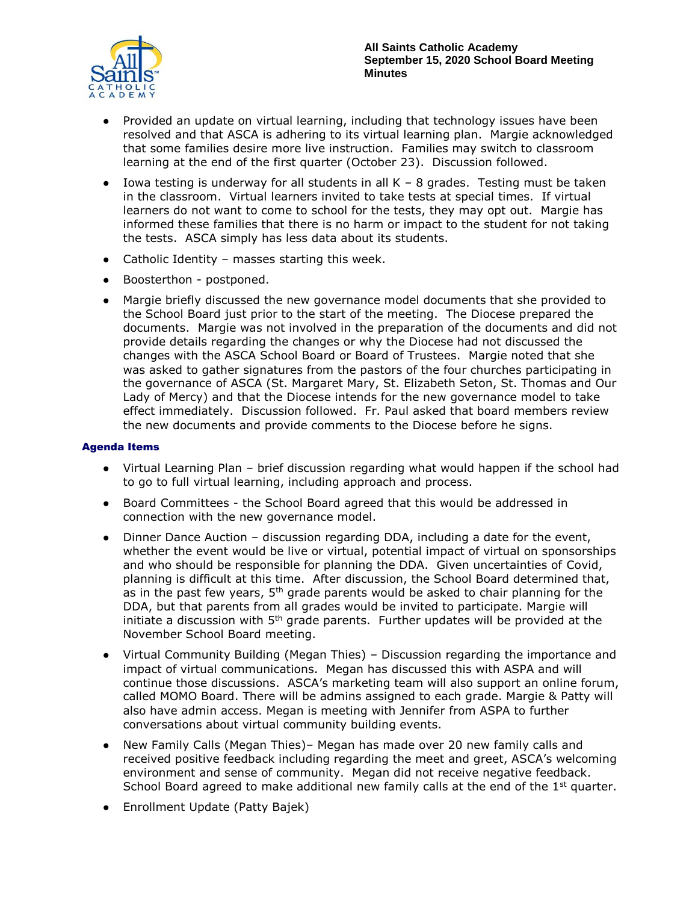- Provided an update on virtual learning, including that technology issues have been resolved and that ASCA is adhering to its virtual learning plan. Margie acknowledged that some families desire more live instruction. Families may switch to classroom learning at the end of the first quarter (October 23). Discussion followed.
- Iowa testing is underway for all students in all K – 8 grades. Testing must be taken in the classroom. Virtual learners invited to take tests at special times. If virtual learners do not want to come to school for the tests, they may opt out. Margie has informed these families that there is no harm or impact to the student for not taking the tests. ASCA simply has less data about its students.
- Catholic Identity – masses starting this week.
- Boosterthon - postponed.
- Margie briefly discussed the new governance model documents that she provided to the School Board just prior to the start of the meeting. The Diocese prepared the documents. Margie was not involved in the preparation of the documents and did not provide details regarding the changes or why the Diocese had not discussed the changes with the ASCA School Board or Board of Trustees. Margie noted that she was asked to gather signatures from the pastors of the four churches participating in the governance of ASCA (St. Margaret Mary, St. Elizabeth Seton, St. Thomas and Our Lady of Mercy) and that the Diocese intends for the new governance model to take effect immediately. Discussion followed. Fr. Paul asked that board members review the new documents and provide comments to the Diocese before he signs.

### Agenda Items

- Virtual Learning Plan – brief discussion regarding what would happen if the school had to go to full virtual learning, including approach and process.
- Board Committees - the School Board agreed that this would be addressed in connection with the new governance model.
- Dinner Dance Auction – discussion regarding DDA, including a date for the event, whether the event would be live or virtual, potential impact of virtual on sponsorships and who should be responsible for planning the DDA. Given uncertainties of Covid, planning is difficult at this time. After discussion, the School Board determined that, as in the past few years, 5th grade parents would be asked to chair planning for the DDA, but that parents from all grades would be invited to participate. Margie will initiate a discussion with 5th grade parents. Further updates will be provided at the November School Board meeting.
- Virtual Community Building (Megan Thies) – Discussion regarding the importance and impact of virtual communications. Megan has discussed this with ASPA and will continue those discussions. ASCA's marketing team will also support an online forum, called MOMO Board. There will be admins assigned to each grade. Margie & Patty will also have admin access. Megan is meeting with Jennifer from ASPA to further conversations about virtual community building events.
- New Family Calls (Megan Thies)– Megan has made over 20 new family calls and received positive feedback including regarding the meet and greet, ASCA's welcoming environment and sense of community. Megan did not receive negative feedback. School Board agreed to make additional new family calls at the end of the 1st quarter.
- Enrollment Update (Patty Bajek)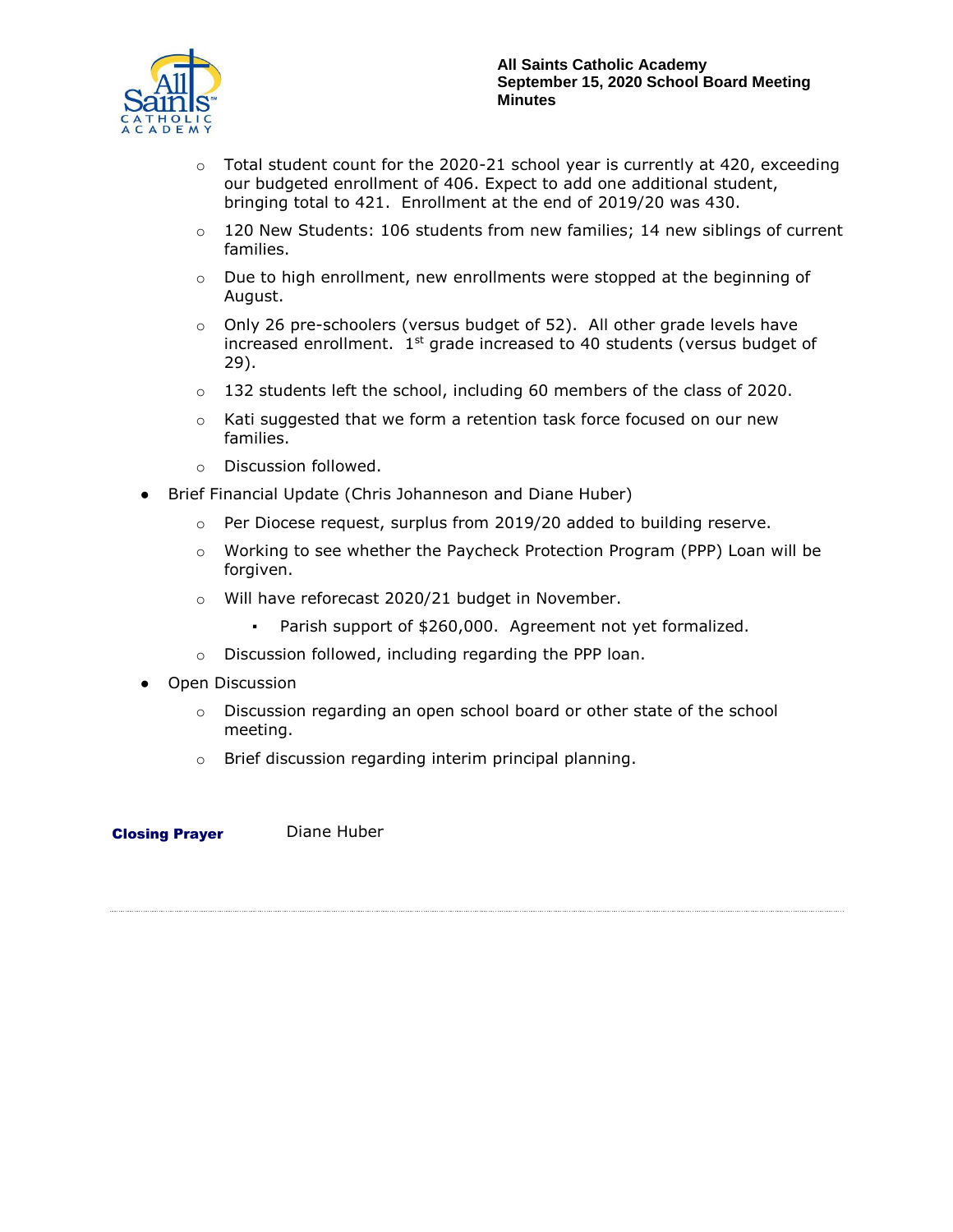- Total student count for the 2020-21 school year is currently at 420, exceeding our budgeted enrollment of 406. Expect to add one additional student, bringing total to 421. Enrollment at the end of 2019/20 was 430.
- 120 New Students: 106 students from new families; 14 new siblings of current families.
- Due to high enrollment, new enrollments were stopped at the beginning of August.
- Only 26 pre-schoolers (versus budget of 52). All other grade levels have increased enrollment. 1st grade increased to 40 students (versus budget of 29).
- 132 students left the school, including 60 members of the class of 2020.
- Kati suggested that we form a retention task force focused on our new families.
- Discussion followed.

- Brief Financial Update (Chris Johanneson and Diane Huber)
  - Per Diocese request, surplus from 2019/20 added to building reserve.
  - Working to see whether the Paycheck Protection Program (PPP) Loan will be forgiven.
  - Will have reforecast 2020/21 budget in November.
    - Parish support of $260,000. Agreement not yet formalized.
  - Discussion followed, including regarding the PPP loan.
- Open Discussion
  - Discussion regarding an open school board or other state of the school meeting.
  - Brief discussion regarding interim principal planning.

**Closing Prayer** Diane Huber